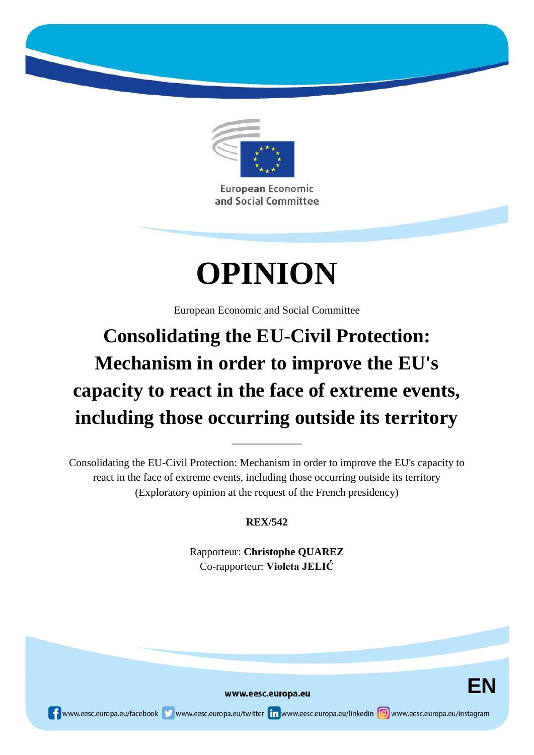European Economic and Social Committee

# OPINION

European Economic and Social Committee

## Consolidating the EU-Civil Protection: Mechanism in order to improve the EU's capacity to react in the face of extreme events, including those occurring outside its territory

\_\_\_\_\_\_\_\_\_\_\_\_\_

Consolidating the EU-Civil Protection: Mechanism in order to improve the EU's capacity to react in the face of extreme events, including those occurring outside its territory
(Exploratory opinion at the request of the French presidency)

**REX/542**

Rapporteur: **Christophe QUAREZ**
Co-rapporteur: **Violeta JELIĆ**

www.eesc.europa.eu

EN

www.eesc.europa.eu/facebook www.eesc.europa.eu/twitter www.eesc.europa.eu/linkedin www.eesc.europa.eu/instagram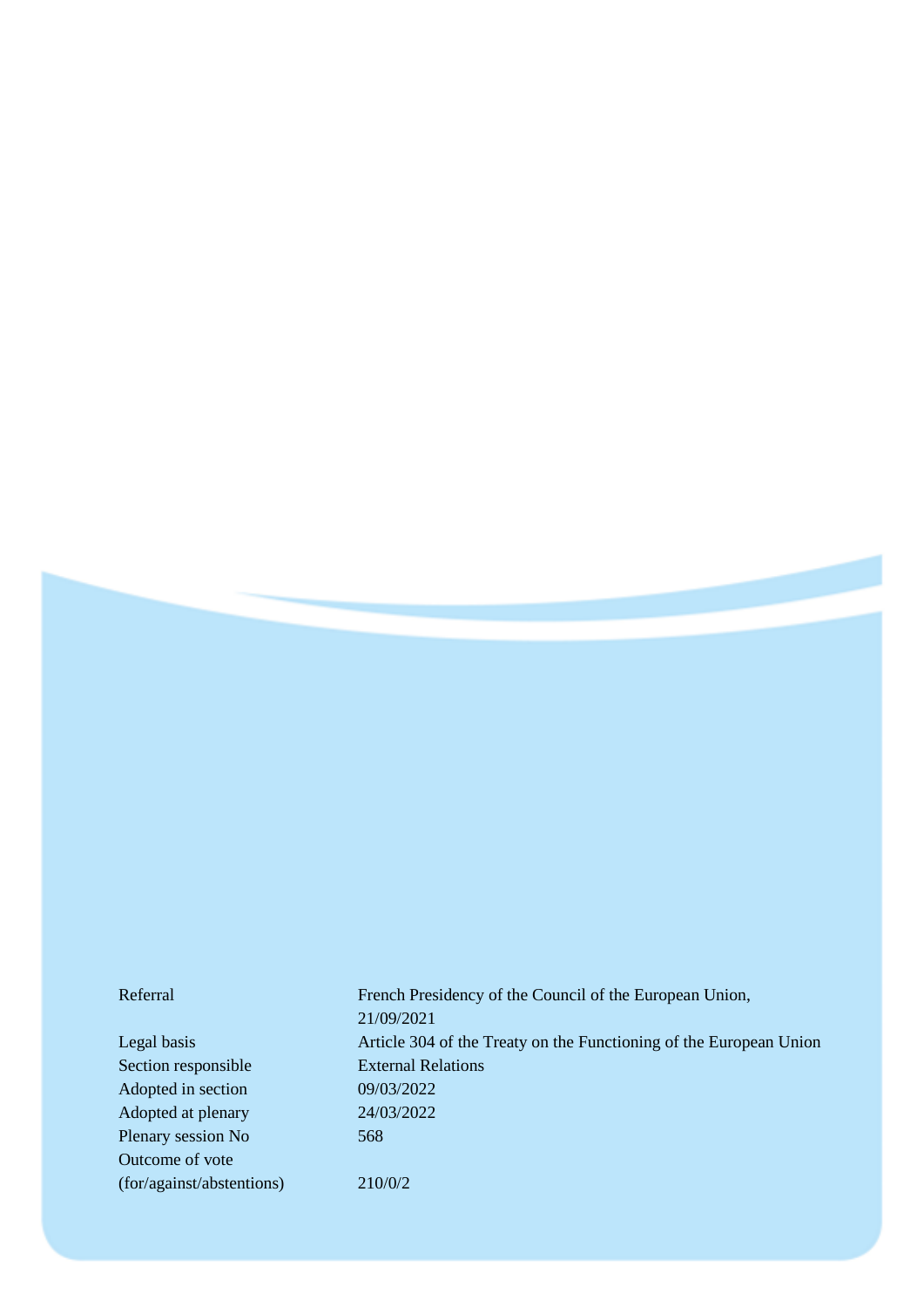| | |
|---|---|
| Referral | French Presidency of the Council of the European Union, 21/09/2021 |
| Legal basis | Article 304 of the Treaty on the Functioning of the European Union |
| Section responsible | External Relations |
| Adopted in section | 09/03/2022 |
| Adopted at plenary | 24/03/2022 |
| Plenary session No | 568 |
| Outcome of vote (for/against/abstentions) | 210/0/2 |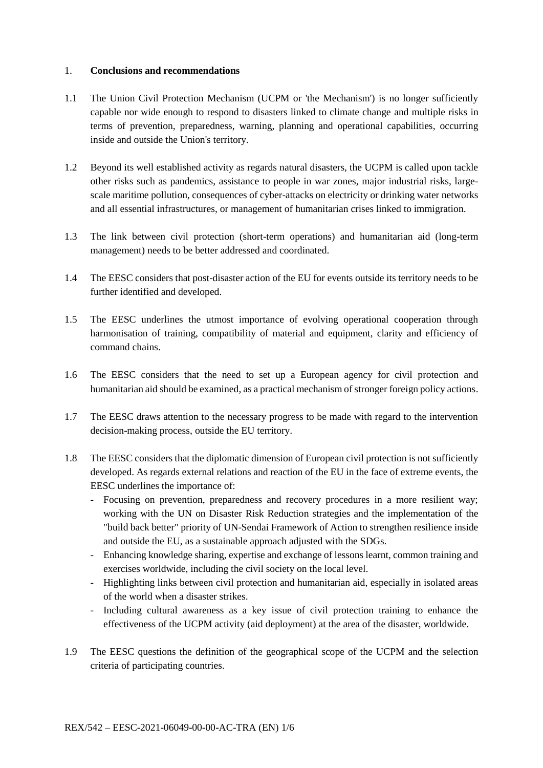## 1. **Conclusions and recommendations**

1.1 The Union Civil Protection Mechanism (UCPM or 'the Mechanism') is no longer sufficiently capable nor wide enough to respond to disasters linked to climate change and multiple risks in terms of prevention, preparedness, warning, planning and operational capabilities, occurring inside and outside the Union's territory.

1.2 Beyond its well established activity as regards natural disasters, the UCPM is called upon tackle other risks such as pandemics, assistance to people in war zones, major industrial risks, large-scale maritime pollution, consequences of cyber-attacks on electricity or drinking water networks and all essential infrastructures, or management of humanitarian crises linked to immigration.

1.3 The link between civil protection (short-term operations) and humanitarian aid (long-term management) needs to be better addressed and coordinated.

1.4 The EESC considers that post-disaster action of the EU for events outside its territory needs to be further identified and developed.

1.5 The EESC underlines the utmost importance of evolving operational cooperation through harmonisation of training, compatibility of material and equipment, clarity and efficiency of command chains.

1.6 The EESC considers that the need to set up a European agency for civil protection and humanitarian aid should be examined, as a practical mechanism of stronger foreign policy actions.

1.7 The EESC draws attention to the necessary progress to be made with regard to the intervention decision-making process, outside the EU territory.

1.8 The EESC considers that the diplomatic dimension of European civil protection is not sufficiently developed. As regards external relations and reaction of the EU in the face of extreme events, the EESC underlines the importance of:

- Focusing on prevention, preparedness and recovery procedures in a more resilient way; working with the UN on Disaster Risk Reduction strategies and the implementation of the "build back better" priority of UN-Sendai Framework of Action to strengthen resilience inside and outside the EU, as a sustainable approach adjusted with the SDGs.
- Enhancing knowledge sharing, expertise and exchange of lessons learnt, common training and exercises worldwide, including the civil society on the local level.
- Highlighting links between civil protection and humanitarian aid, especially in isolated areas of the world when a disaster strikes.
- Including cultural awareness as a key issue of civil protection training to enhance the effectiveness of the UCPM activity (aid deployment) at the area of the disaster, worldwide.

1.9 The EESC questions the definition of the geographical scope of the UCPM and the selection criteria of participating countries.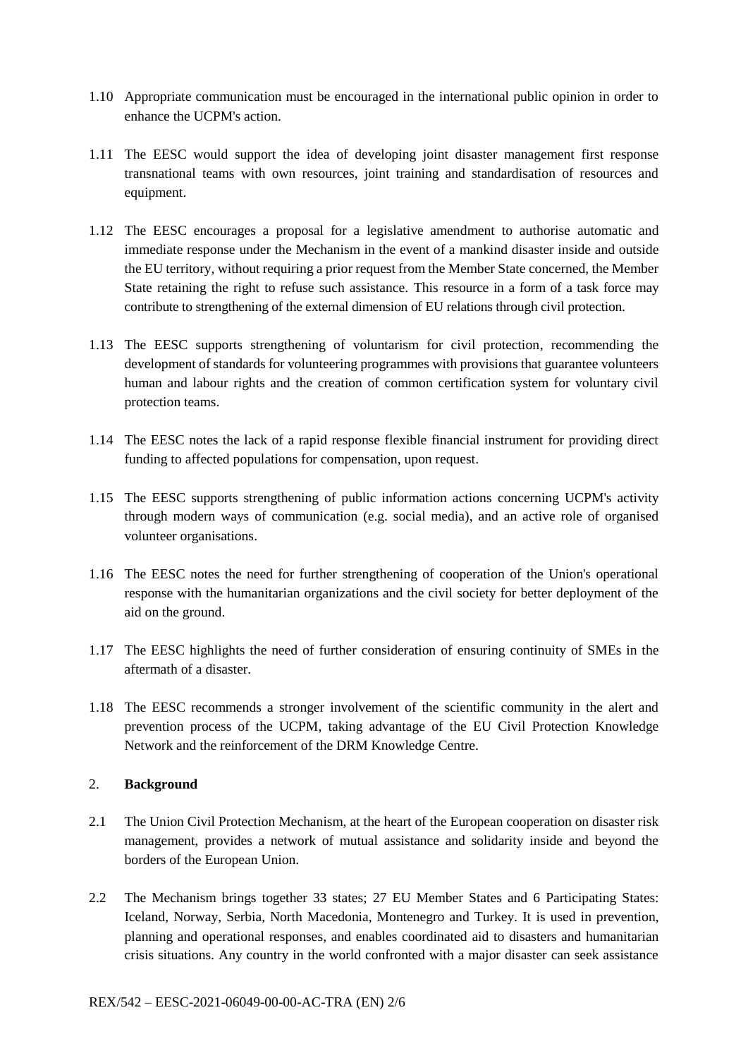1.10 Appropriate communication must be encouraged in the international public opinion in order to enhance the UCPM's action.

1.11 The EESC would support the idea of developing joint disaster management first response transnational teams with own resources, joint training and standardisation of resources and equipment.

1.12 The EESC encourages a proposal for a legislative amendment to authorise automatic and immediate response under the Mechanism in the event of a mankind disaster inside and outside the EU territory, without requiring a prior request from the Member State concerned, the Member State retaining the right to refuse such assistance. This resource in a form of a task force may contribute to strengthening of the external dimension of EU relations through civil protection.

1.13 The EESC supports strengthening of voluntarism for civil protection, recommending the development of standards for volunteering programmes with provisions that guarantee volunteers human and labour rights and the creation of common certification system for voluntary civil protection teams.

1.14 The EESC notes the lack of a rapid response flexible financial instrument for providing direct funding to affected populations for compensation, upon request.

1.15 The EESC supports strengthening of public information actions concerning UCPM's activity through modern ways of communication (e.g. social media), and an active role of organised volunteer organisations.

1.16 The EESC notes the need for further strengthening of cooperation of the Union's operational response with the humanitarian organizations and the civil society for better deployment of the aid on the ground.

1.17 The EESC highlights the need of further consideration of ensuring continuity of SMEs in the aftermath of a disaster.

1.18 The EESC recommends a stronger involvement of the scientific community in the alert and prevention process of the UCPM, taking advantage of the EU Civil Protection Knowledge Network and the reinforcement of the DRM Knowledge Centre.

## 2. **Background**

2.1 The Union Civil Protection Mechanism, at the heart of the European cooperation on disaster risk management, provides a network of mutual assistance and solidarity inside and beyond the borders of the European Union.

2.2 The Mechanism brings together 33 states; 27 EU Member States and 6 Participating States: Iceland, Norway, Serbia, North Macedonia, Montenegro and Turkey. It is used in prevention, planning and operational responses, and enables coordinated aid to disasters and humanitarian crisis situations. Any country in the world confronted with a major disaster can seek assistance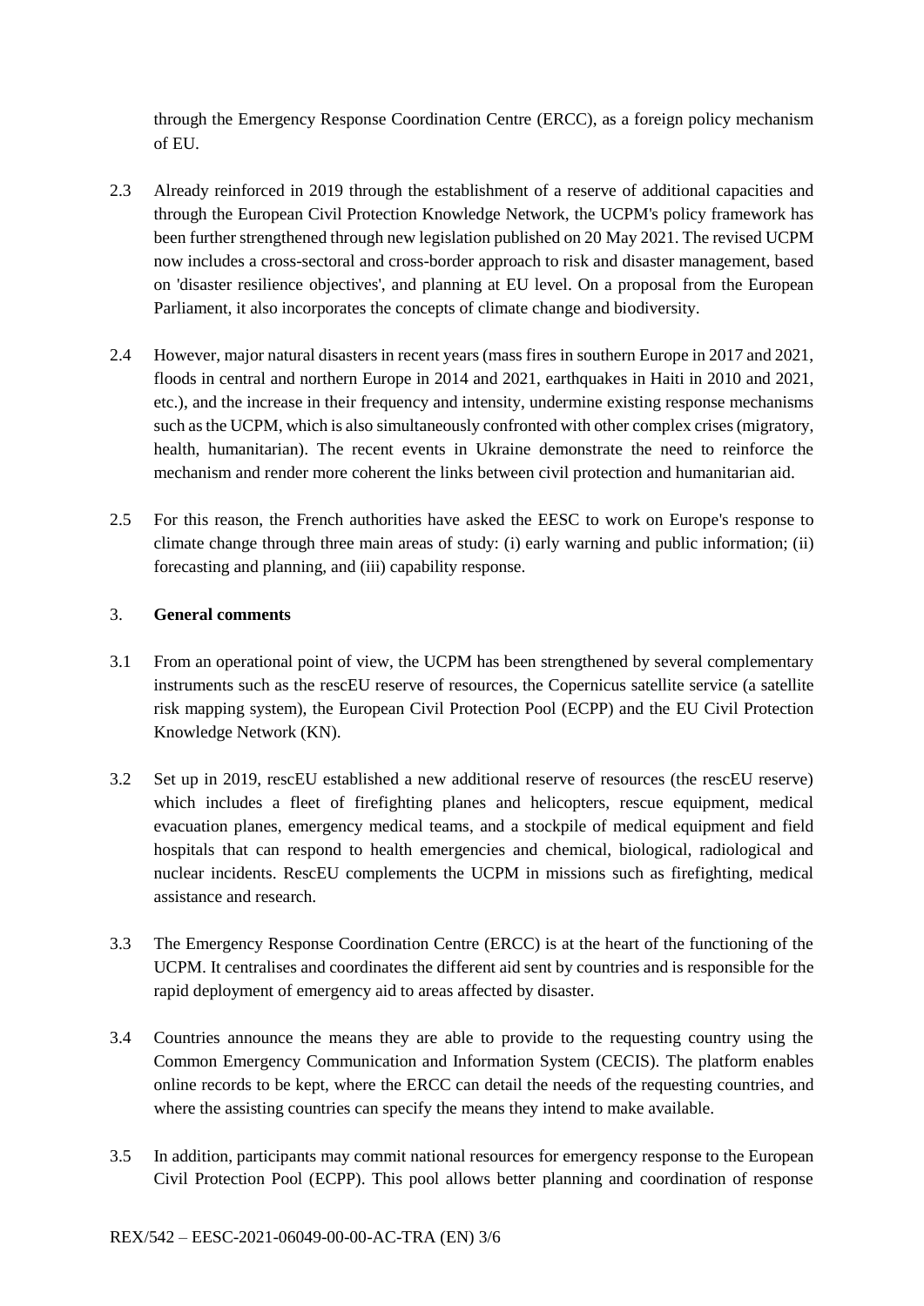through the Emergency Response Coordination Centre (ERCC), as a foreign policy mechanism of EU.

2.3 Already reinforced in 2019 through the establishment of a reserve of additional capacities and through the European Civil Protection Knowledge Network, the UCPM's policy framework has been further strengthened through new legislation published on 20 May 2021. The revised UCPM now includes a cross-sectoral and cross-border approach to risk and disaster management, based on 'disaster resilience objectives', and planning at EU level. On a proposal from the European Parliament, it also incorporates the concepts of climate change and biodiversity.

2.4 However, major natural disasters in recent years (mass fires in southern Europe in 2017 and 2021, floods in central and northern Europe in 2014 and 2021, earthquakes in Haiti in 2010 and 2021, etc.), and the increase in their frequency and intensity, undermine existing response mechanisms such as the UCPM, which is also simultaneously confronted with other complex crises (migratory, health, humanitarian). The recent events in Ukraine demonstrate the need to reinforce the mechanism and render more coherent the links between civil protection and humanitarian aid.

2.5 For this reason, the French authorities have asked the EESC to work on Europe's response to climate change through three main areas of study: (i) early warning and public information; (ii) forecasting and planning, and (iii) capability response.

## 3. **General comments**

3.1 From an operational point of view, the UCPM has been strengthened by several complementary instruments such as the rescEU reserve of resources, the Copernicus satellite service (a satellite risk mapping system), the European Civil Protection Pool (ECPP) and the EU Civil Protection Knowledge Network (KN).

3.2 Set up in 2019, rescEU established a new additional reserve of resources (the rescEU reserve) which includes a fleet of firefighting planes and helicopters, rescue equipment, medical evacuation planes, emergency medical teams, and a stockpile of medical equipment and field hospitals that can respond to health emergencies and chemical, biological, radiological and nuclear incidents. RescEU complements the UCPM in missions such as firefighting, medical assistance and research.

3.3 The Emergency Response Coordination Centre (ERCC) is at the heart of the functioning of the UCPM. It centralises and coordinates the different aid sent by countries and is responsible for the rapid deployment of emergency aid to areas affected by disaster.

3.4 Countries announce the means they are able to provide to the requesting country using the Common Emergency Communication and Information System (CECIS). The platform enables online records to be kept, where the ERCC can detail the needs of the requesting countries, and where the assisting countries can specify the means they intend to make available.

3.5 In addition, participants may commit national resources for emergency response to the European Civil Protection Pool (ECPP). This pool allows better planning and coordination of response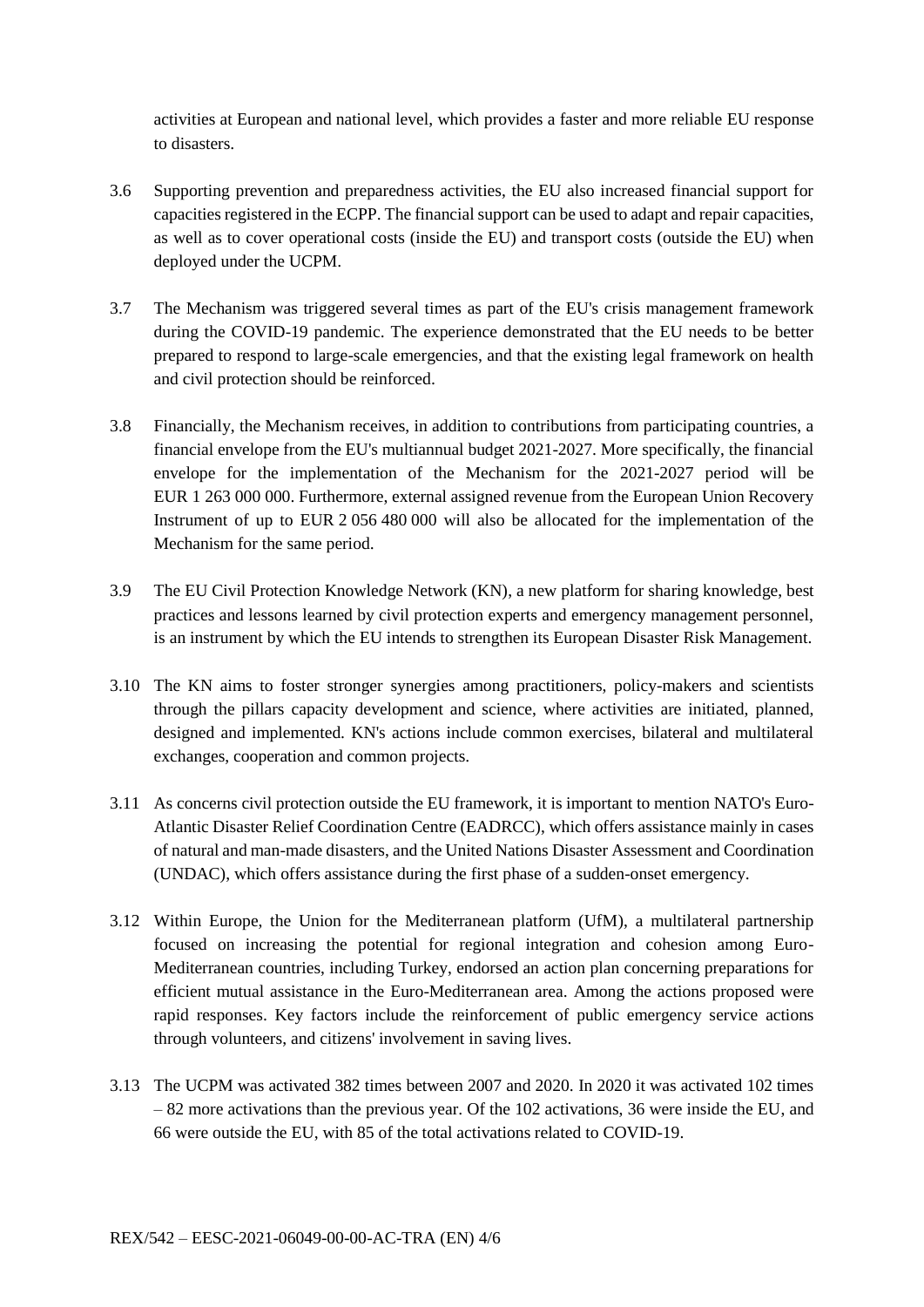activities at European and national level, which provides a faster and more reliable EU response to disasters.

3.6 Supporting prevention and preparedness activities, the EU also increased financial support for capacities registered in the ECPP. The financial support can be used to adapt and repair capacities, as well as to cover operational costs (inside the EU) and transport costs (outside the EU) when deployed under the UCPM.

3.7 The Mechanism was triggered several times as part of the EU's crisis management framework during the COVID-19 pandemic. The experience demonstrated that the EU needs to be better prepared to respond to large-scale emergencies, and that the existing legal framework on health and civil protection should be reinforced.

3.8 Financially, the Mechanism receives, in addition to contributions from participating countries, a financial envelope from the EU's multiannual budget 2021-2027. More specifically, the financial envelope for the implementation of the Mechanism for the 2021-2027 period will be EUR 1 263 000 000. Furthermore, external assigned revenue from the European Union Recovery Instrument of up to EUR 2 056 480 000 will also be allocated for the implementation of the Mechanism for the same period.

3.9 The EU Civil Protection Knowledge Network (KN), a new platform for sharing knowledge, best practices and lessons learned by civil protection experts and emergency management personnel, is an instrument by which the EU intends to strengthen its European Disaster Risk Management.

3.10 The KN aims to foster stronger synergies among practitioners, policy-makers and scientists through the pillars capacity development and science, where activities are initiated, planned, designed and implemented. KN's actions include common exercises, bilateral and multilateral exchanges, cooperation and common projects.

3.11 As concerns civil protection outside the EU framework, it is important to mention NATO's Euro-Atlantic Disaster Relief Coordination Centre (EADRCC), which offers assistance mainly in cases of natural and man-made disasters, and the United Nations Disaster Assessment and Coordination (UNDAC), which offers assistance during the first phase of a sudden-onset emergency.

3.12 Within Europe, the Union for the Mediterranean platform (UfM), a multilateral partnership focused on increasing the potential for regional integration and cohesion among Euro-Mediterranean countries, including Turkey, endorsed an action plan concerning preparations for efficient mutual assistance in the Euro-Mediterranean area. Among the actions proposed were rapid responses. Key factors include the reinforcement of public emergency service actions through volunteers, and citizens' involvement in saving lives.

3.13 The UCPM was activated 382 times between 2007 and 2020. In 2020 it was activated 102 times – 82 more activations than the previous year. Of the 102 activations, 36 were inside the EU, and 66 were outside the EU, with 85 of the total activations related to COVID-19.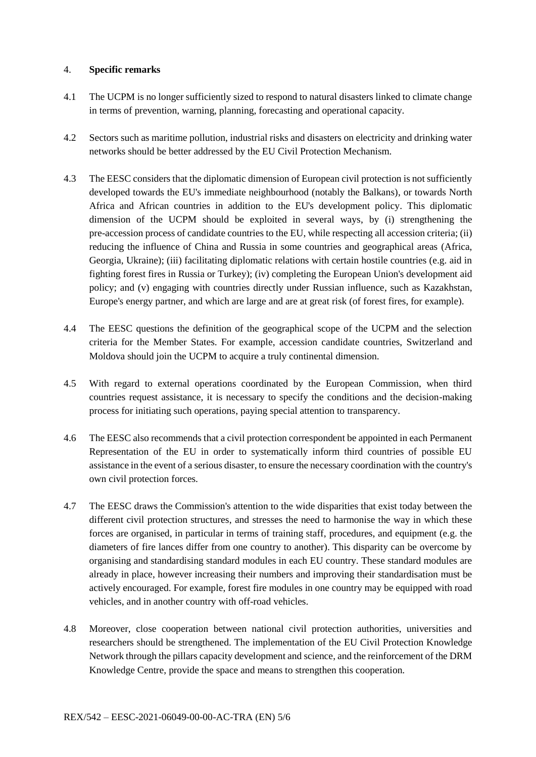## 4. **Specific remarks**

4.1 The UCPM is no longer sufficiently sized to respond to natural disasters linked to climate change in terms of prevention, warning, planning, forecasting and operational capacity.

4.2 Sectors such as maritime pollution, industrial risks and disasters on electricity and drinking water networks should be better addressed by the EU Civil Protection Mechanism.

4.3 The EESC considers that the diplomatic dimension of European civil protection is not sufficiently developed towards the EU's immediate neighbourhood (notably the Balkans), or towards North Africa and African countries in addition to the EU's development policy. This diplomatic dimension of the UCPM should be exploited in several ways, by (i) strengthening the pre-accession process of candidate countries to the EU, while respecting all accession criteria; (ii) reducing the influence of China and Russia in some countries and geographical areas (Africa, Georgia, Ukraine); (iii) facilitating diplomatic relations with certain hostile countries (e.g. aid in fighting forest fires in Russia or Turkey); (iv) completing the European Union's development aid policy; and (v) engaging with countries directly under Russian influence, such as Kazakhstan, Europe's energy partner, and which are large and are at great risk (of forest fires, for example).

4.4 The EESC questions the definition of the geographical scope of the UCPM and the selection criteria for the Member States. For example, accession candidate countries, Switzerland and Moldova should join the UCPM to acquire a truly continental dimension.

4.5 With regard to external operations coordinated by the European Commission, when third countries request assistance, it is necessary to specify the conditions and the decision-making process for initiating such operations, paying special attention to transparency.

4.6 The EESC also recommends that a civil protection correspondent be appointed in each Permanent Representation of the EU in order to systematically inform third countries of possible EU assistance in the event of a serious disaster, to ensure the necessary coordination with the country's own civil protection forces.

4.7 The EESC draws the Commission's attention to the wide disparities that exist today between the different civil protection structures, and stresses the need to harmonise the way in which these forces are organised, in particular in terms of training staff, procedures, and equipment (e.g. the diameters of fire lances differ from one country to another). This disparity can be overcome by organising and standardising standard modules in each EU country. These standard modules are already in place, however increasing their numbers and improving their standardisation must be actively encouraged. For example, forest fire modules in one country may be equipped with road vehicles, and in another country with off-road vehicles.

4.8 Moreover, close cooperation between national civil protection authorities, universities and researchers should be strengthened. The implementation of the EU Civil Protection Knowledge Network through the pillars capacity development and science, and the reinforcement of the DRM Knowledge Centre, provide the space and means to strengthen this cooperation.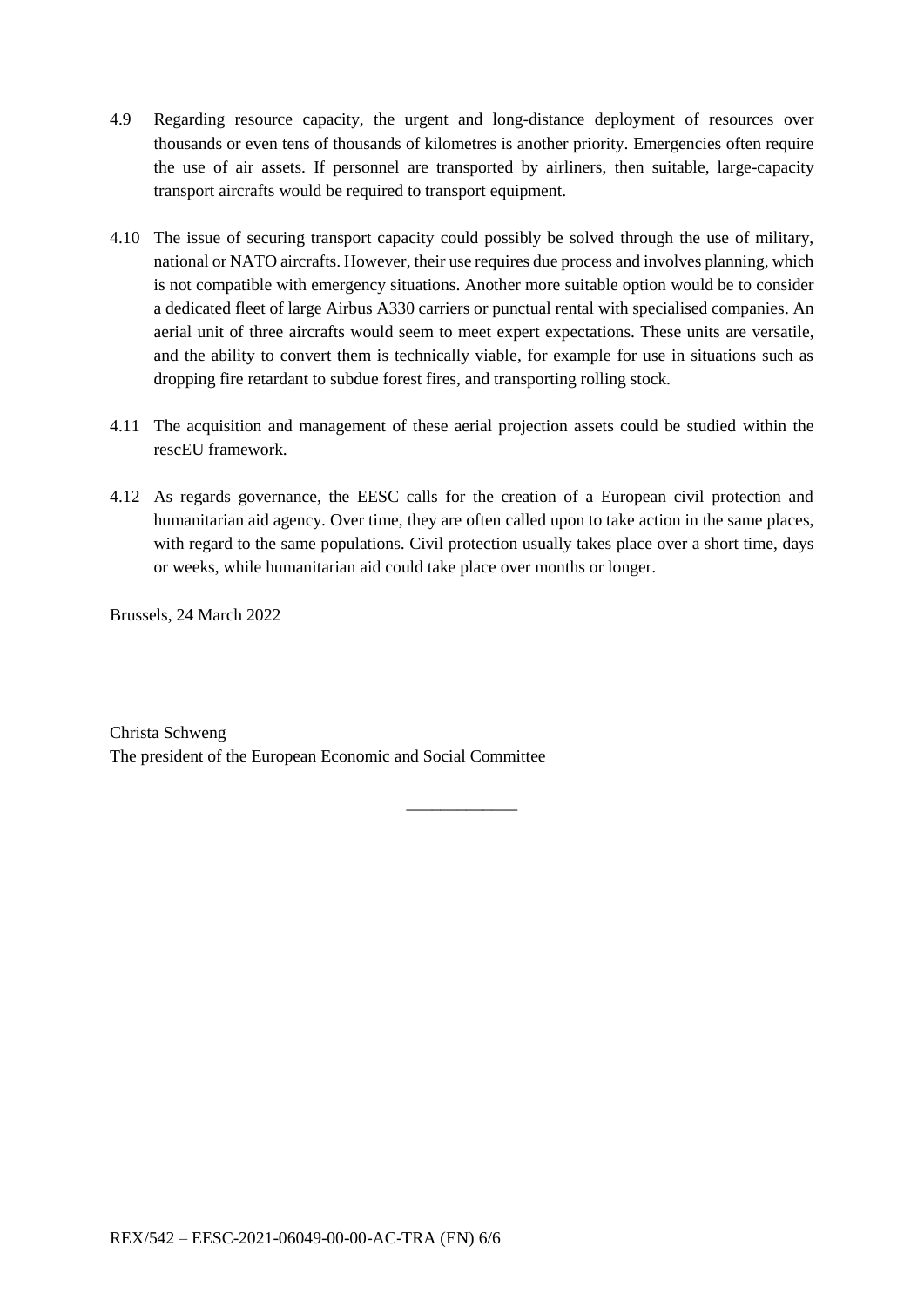4.9 Regarding resource capacity, the urgent and long-distance deployment of resources over thousands or even tens of thousands of kilometres is another priority. Emergencies often require the use of air assets. If personnel are transported by airliners, then suitable, large-capacity transport aircrafts would be required to transport equipment.

4.10 The issue of securing transport capacity could possibly be solved through the use of military, national or NATO aircrafts. However, their use requires due process and involves planning, which is not compatible with emergency situations. Another more suitable option would be to consider a dedicated fleet of large Airbus A330 carriers or punctual rental with specialised companies. An aerial unit of three aircrafts would seem to meet expert expectations. These units are versatile, and the ability to convert them is technically viable, for example for use in situations such as dropping fire retardant to subdue forest fires, and transporting rolling stock.

4.11 The acquisition and management of these aerial projection assets could be studied within the rescEU framework.

4.12 As regards governance, the EESC calls for the creation of a European civil protection and humanitarian aid agency. Over time, they are often called upon to take action in the same places, with regard to the same populations. Civil protection usually takes place over a short time, days or weeks, while humanitarian aid could take place over months or longer.

Brussels, 24 March 2022

Christa Schweng
The president of the European Economic and Social Committee

_____________